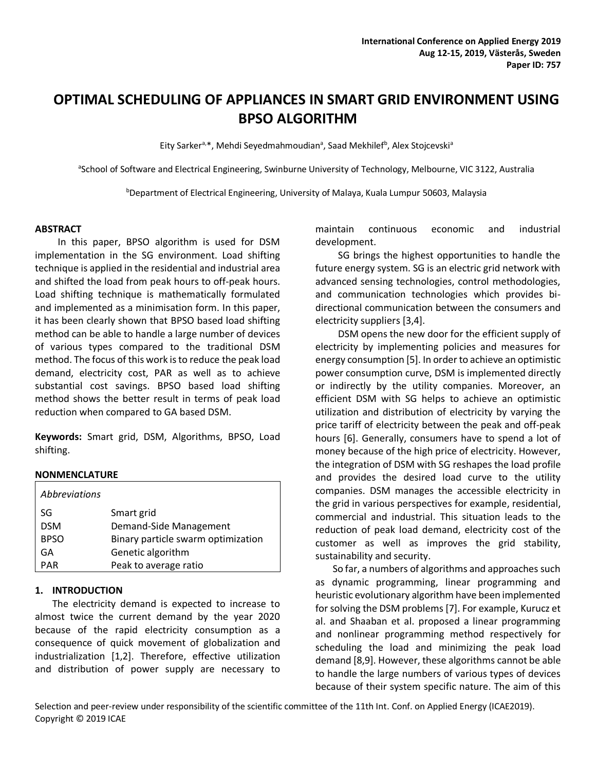# OPTIMAL SCHEDULING OF APPLIANCES IN SMART GRID ENVIRONMENT USING BPSO ALGORITHM

Eity Sarker[a,*], Mehdi Seyedmahmoudian[a], Saad Mekhilef[b], Alex Stojcevski[a]

[a]School of Software and Electrical Engineering, Swinburne University of Technology, Melbourne, VIC 3122, Australia

[b]Department of Electrical Engineering, University of Malaya, Kuala Lumpur 50603, Malaysia

## ABSTRACT

In this paper, BPSO algorithm is used for DSM implementation in the SG environment. Load shifting technique is applied in the residential and industrial area and shifted the load from peak hours to off-peak hours. Load shifting technique is mathematically formulated and implemented as a minimisation form. In this paper, it has been clearly shown that BPSO based load shifting method can be able to handle a large number of devices of various types compared to the traditional DSM method. The focus of this work is to reduce the peak load demand, electricity cost, PAR as well as to achieve substantial cost savings. BPSO based load shifting method shows the better result in terms of peak load reduction when compared to GA based DSM.

**Keywords:** Smart grid, DSM, Algorithms, BPSO, Load shifting.

## NONMENCLATURE

| *Abbreviations* | |
|---|---|
| SG | Smart grid |
| DSM | Demand-Side Management |
| BPSO | Binary particle swarm optimization |
| GA | Genetic algorithm |
| PAR | Peak to average ratio |

## 1. INTRODUCTION

The electricity demand is expected to increase to almost twice the current demand by the year 2020 because of the rapid electricity consumption as a consequence of quick movement of globalization and industrialization [1,2]. Therefore, effective utilization and distribution of power supply are necessary to maintain continuous economic and industrial development.

SG brings the highest opportunities to handle the future energy system. SG is an electric grid network with advanced sensing technologies, control methodologies, and communication technologies which provides bi-directional communication between the consumers and electricity suppliers [3,4].

DSM opens the new door for the efficient supply of electricity by implementing policies and measures for energy consumption [5]. In order to achieve an optimistic power consumption curve, DSM is implemented directly or indirectly by the utility companies. Moreover, an efficient DSM with SG helps to achieve an optimistic utilization and distribution of electricity by varying the price tariff of electricity between the peak and off-peak hours [6]. Generally, consumers have to spend a lot of money because of the high price of electricity. However, the integration of DSM with SG reshapes the load profile and provides the desired load curve to the utility companies. DSM manages the accessible electricity in the grid in various perspectives for example, residential, commercial and industrial. This situation leads to the reduction of peak load demand, electricity cost of the customer as well as improves the grid stability, sustainability and security.

So far, a numbers of algorithms and approaches such as dynamic programming, linear programming and heuristic evolutionary algorithm have been implemented for solving the DSM problems [7]. For example, Kurucz et al. and Shaaban et al. proposed a linear programming and nonlinear programming method respectively for scheduling the load and minimizing the peak load demand [8,9]. However, these algorithms cannot be able to handle the large numbers of various types of devices because of their system specific nature. The aim of this

Selection and peer-review under responsibility of the scientific committee of the 11th Int. Conf. on Applied Energy (ICAE2019). Copyright © 2019 ICAE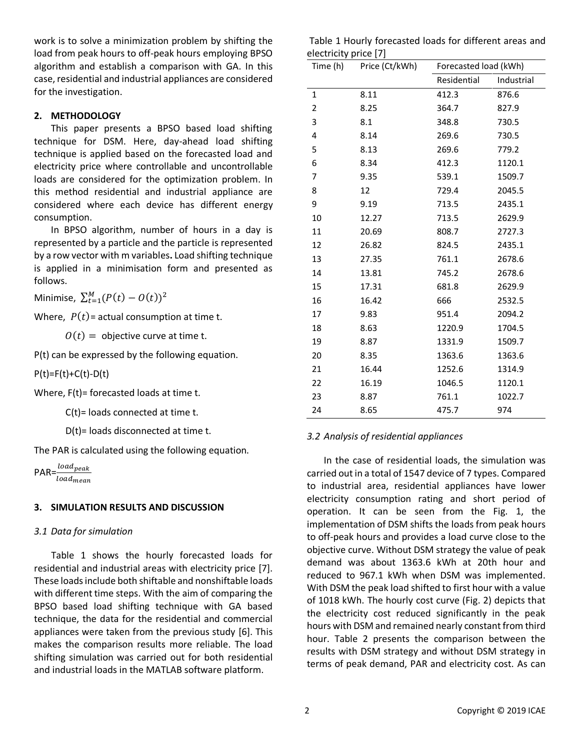work is to solve a minimization problem by shifting the load from peak hours to off-peak hours employing BPSO algorithm and establish a comparison with GA. In this case, residential and industrial appliances are considered for the investigation.

## 2. METHODOLOGY

This paper presents a BPSO based load shifting technique for DSM. Here, day-ahead load shifting technique is applied based on the forecasted load and electricity price where controllable and uncontrollable loads are considered for the optimization problem. In this method residential and industrial appliance are considered where each device has different energy consumption.

In BPSO algorithm, number of hours in a day is represented by a particle and the particle is represented by a row vector with m variables**.** Load shifting technique is applied in a minimisation form and presented as follows.

Minimise, $\sum_{t=1}^{M}(P(t)-O(t))^2$

Where, $P(t)$= actual consumption at time t.

$O(t) =$ objective curve at time t.

P(t) can be expressed by the following equation.

P(t)=F(t)+C(t)-D(t)

Where, F(t)= forecasted loads at time t.

C(t)= loads connected at time t.

D(t)= loads disconnected at time t.

The PAR is calculated using the following equation.

PAR=$\frac{load_{peak}}{load_{mean}}$

## 3. SIMULATION RESULTS AND DISCUSSION

### *3.1 Data for simulation*

Table 1 shows the hourly forecasted loads for residential and industrial areas with electricity price [7]. These loads include both shiftable and nonshiftable loads with different time steps. With the aim of comparing the BPSO based load shifting technique with GA based technique, the data for the residential and commercial appliances were taken from the previous study [6]. This makes the comparison results more reliable. The load shifting simulation was carried out for both residential and industrial loads in the MATLAB software platform.

Table 1 Hourly forecasted loads for different areas and electricity price [7]

| Time (h) | Price (Ct/kWh) | Forecasted load (kWh) | |
|---|---|---|---|
| | | Residential | Industrial |
| 1 | 8.11 | 412.3 | 876.6 |
| 2 | 8.25 | 364.7 | 827.9 |
| 3 | 8.1 | 348.8 | 730.5 |
| 4 | 8.14 | 269.6 | 730.5 |
| 5 | 8.13 | 269.6 | 779.2 |
| 6 | 8.34 | 412.3 | 1120.1 |
| 7 | 9.35 | 539.1 | 1509.7 |
| 8 | 12 | 729.4 | 2045.5 |
| 9 | 9.19 | 713.5 | 2435.1 |
| 10 | 12.27 | 713.5 | 2629.9 |
| 11 | 20.69 | 808.7 | 2727.3 |
| 12 | 26.82 | 824.5 | 2435.1 |
| 13 | 27.35 | 761.1 | 2678.6 |
| 14 | 13.81 | 745.2 | 2678.6 |
| 15 | 17.31 | 681.8 | 2629.9 |
| 16 | 16.42 | 666 | 2532.5 |
| 17 | 9.83 | 951.4 | 2094.2 |
| 18 | 8.63 | 1220.9 | 1704.5 |
| 19 | 8.87 | 1331.9 | 1509.7 |
| 20 | 8.35 | 1363.6 | 1363.6 |
| 21 | 16.44 | 1252.6 | 1314.9 |
| 22 | 16.19 | 1046.5 | 1120.1 |
| 23 | 8.87 | 761.1 | 1022.7 |
| 24 | 8.65 | 475.7 | 974 |

### *3.2 Analysis of residential appliances*

In the case of residential loads, the simulation was carried out in a total of 1547 device of 7 types. Compared to industrial area, residential appliances have lower electricity consumption rating and short period of operation. It can be seen from the Fig. 1, the implementation of DSM shifts the loads from peak hours to off-peak hours and provides a load curve close to the objective curve. Without DSM strategy the value of peak demand was about 1363.6 kWh at 20th hour and reduced to 967.1 kWh when DSM was implemented. With DSM the peak load shifted to first hour with a value of 1018 kWh. The hourly cost curve (Fig. 2) depicts that the electricity cost reduced significantly in the peak hours with DSM and remained nearly constant from third hour. Table 2 presents the comparison between the results with DSM strategy and without DSM strategy in terms of peak demand, PAR and electricity cost. As can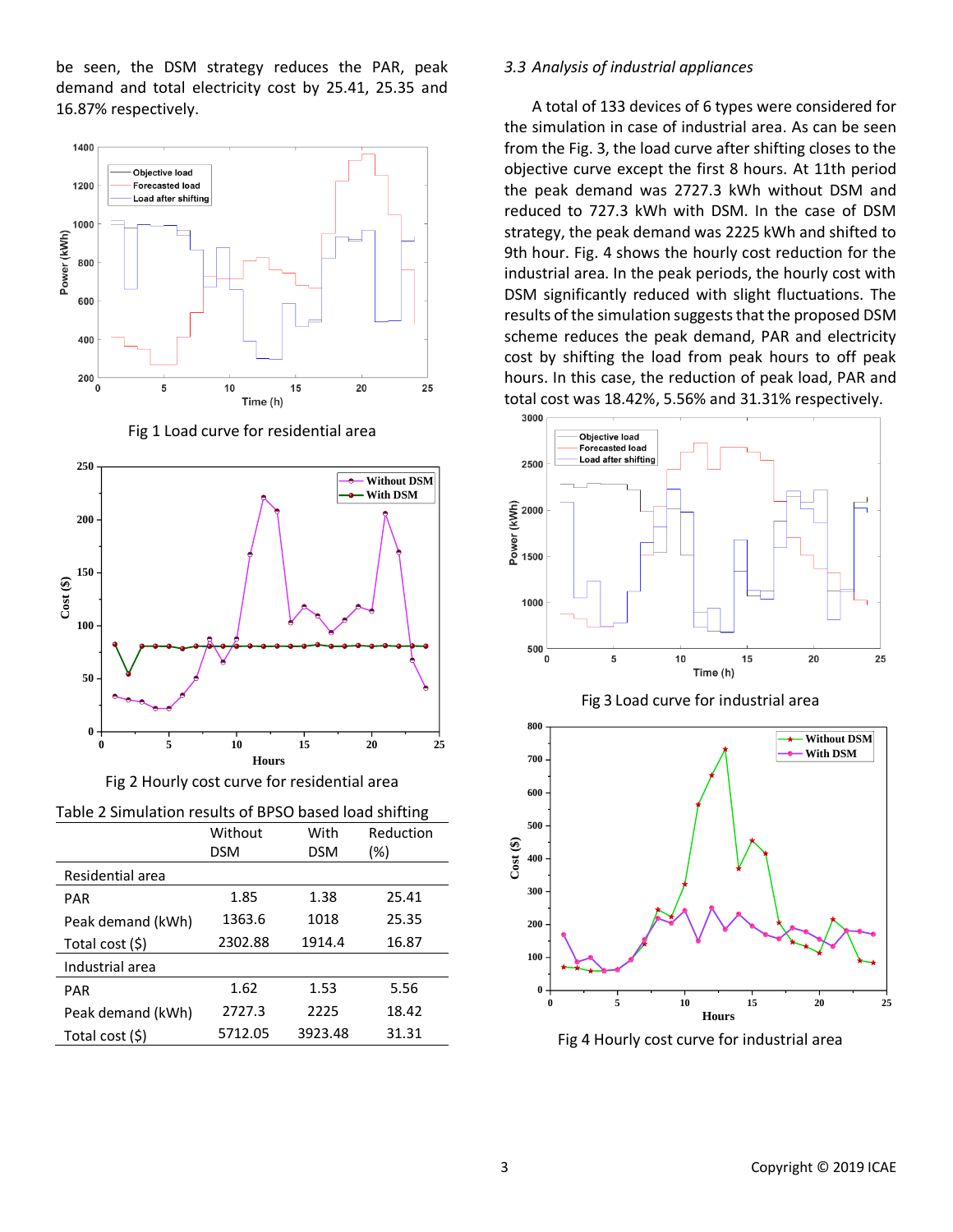be seen, the DSM strategy reduces the PAR, peak demand and total electricity cost by 25.41, 25.35 and 16.87% respectively.

Fig 1 Load curve for residential area

Fig 2 Hourly cost curve for residential area

Table 2 Simulation results of BPSO based load shifting

| | Without DSM | With DSM | Reduction (%) |
|---|---|---|---|
| Residential area | | | |
| PAR | 1.85 | 1.38 | 25.41 |
| Peak demand (kWh) | 1363.6 | 1018 | 25.35 |
| Total cost ($) | 2302.88 | 1914.4 | 16.87 |
| Industrial area | | | |
| PAR | 1.62 | 1.53 | 5.56 |
| Peak demand (kWh) | 2727.3 | 2225 | 18.42 |
| Total cost ($) | 5712.05 | 3923.48 | 31.31 |

### *3.3 Analysis of industrial appliances*

A total of 133 devices of 6 types were considered for the simulation in case of industrial area. As can be seen from the Fig. 3, the load curve after shifting closes to the objective curve except the first 8 hours. At 11th period the peak demand was 2727.3 kWh without DSM and reduced to 727.3 kWh with DSM. In the case of DSM strategy, the peak demand was 2225 kWh and shifted to 9th hour. Fig. 4 shows the hourly cost reduction for the industrial area. In the peak periods, the hourly cost with DSM significantly reduced with slight fluctuations. The results of the simulation suggests that the proposed DSM scheme reduces the peak demand, PAR and electricity cost by shifting the load from peak hours to off peak hours. In this case, the reduction of peak load, PAR and total cost was 18.42%, 5.56% and 31.31% respectively.

Fig 3 Load curve for industrial area

Fig 4 Hourly cost curve for industrial area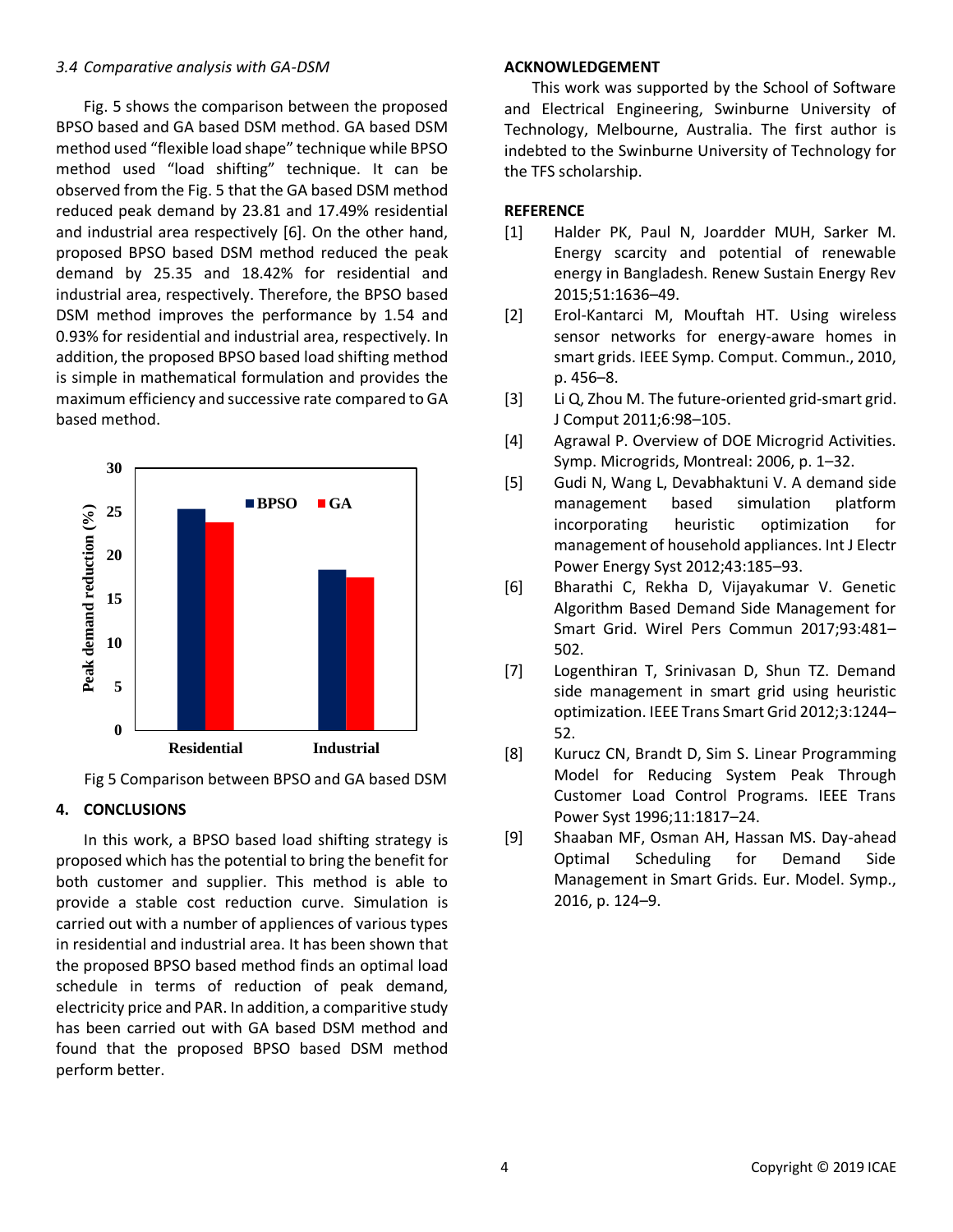### 3.4 Comparative analysis with GA-DSM

Fig. 5 shows the comparison between the proposed BPSO based and GA based DSM method. GA based DSM method used "flexible load shape" technique while BPSO method used "load shifting" technique. It can be observed from the Fig. 5 that the GA based DSM method reduced peak demand by 23.81 and 17.49% residential and industrial area respectively [6]. On the other hand, proposed BPSO based DSM method reduced the peak demand by 25.35 and 18.42% for residential and industrial area, respectively. Therefore, the BPSO based DSM method improves the performance by 1.54 and 0.93% for residential and industrial area, respectively. In addition, the proposed BPSO based load shifting method is simple in mathematical formulation and provides the maximum efficiency and successive rate compared to GA based method.

Peak demand reduction (%)
30
25
20
15
10
5
0
BPSO
GA
Residential
Industrial

Fig 5 Comparison between BPSO and GA based DSM

## 4. CONCLUSIONS

In this work, a BPSO based load shifting strategy is proposed which has the potential to bring the benefit for both customer and supplier. This method is able to provide a stable cost reduction curve. Simulation is carried out with a number of appliences of various types in residential and industrial area. It has been shown that the proposed BPSO based method finds an optimal load schedule in terms of reduction of peak demand, electricity price and PAR. In addition, a comparitive study has been carried out with GA based DSM method and found that the proposed BPSO based DSM method perform better.

## ACKNOWLEDGEMENT

This work was supported by the School of Software and Electrical Engineering, Swinburne University of Technology, Melbourne, Australia. The first author is indebted to the Swinburne University of Technology for the TFS scholarship.

## REFERENCE

[1] Halder PK, Paul N, Joardder MUH, Sarker M. Energy scarcity and potential of renewable energy in Bangladesh. Renew Sustain Energy Rev 2015;51:1636–49.

[2] Erol-Kantarci M, Mouftah HT. Using wireless sensor networks for energy-aware homes in smart grids. IEEE Symp. Comput. Commun., 2010, p. 456–8.

[3] Li Q, Zhou M. The future-oriented grid-smart grid. J Comput 2011;6:98–105.

[4] Agrawal P. Overview of DOE Microgrid Activities. Symp. Microgrids, Montreal: 2006, p. 1–32.

[5] Gudi N, Wang L, Devabhaktuni V. A demand side management based simulation platform incorporating heuristic optimization for management of household appliances. Int J Electr Power Energy Syst 2012;43:185–93.

[6] Bharathi C, Rekha D, Vijayakumar V. Genetic Algorithm Based Demand Side Management for Smart Grid. Wirel Pers Commun 2017;93:481–502.

[7] Logenthiran T, Srinivasan D, Shun TZ. Demand side management in smart grid using heuristic optimization. IEEE Trans Smart Grid 2012;3:1244–52.

[8] Kurucz CN, Brandt D, Sim S. Linear Programming Model for Reducing System Peak Through Customer Load Control Programs. IEEE Trans Power Syst 1996;11:1817–24.

[9] Shaaban MF, Osman AH, Hassan MS. Day-ahead Optimal Scheduling for Demand Side Management in Smart Grids. Eur. Model. Symp., 2016, p. 124–9.